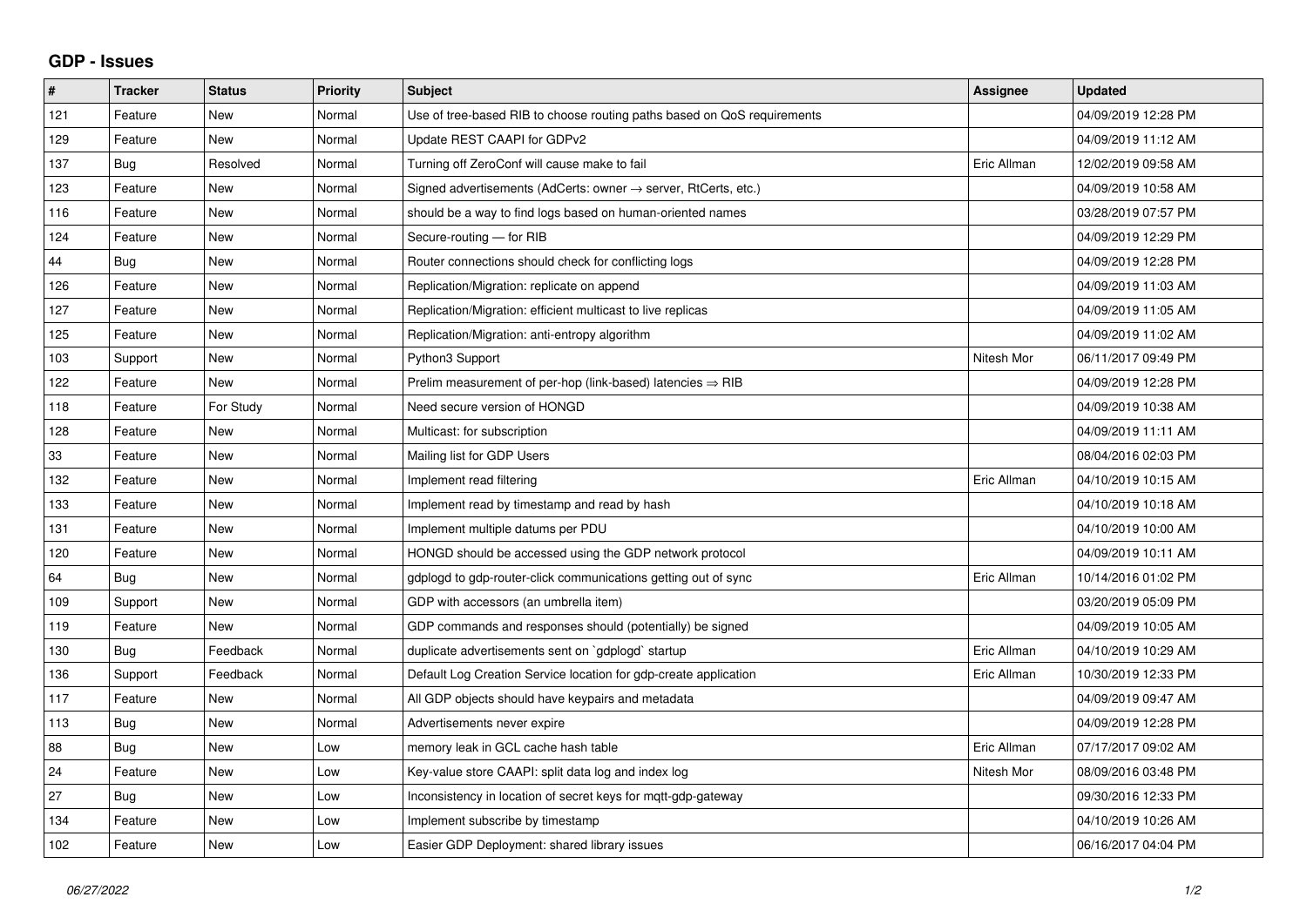## GDP - Issues

| # | Tracker | Status | Priority | Subject | Assignee | Updated |
|---|---|---|---|---|---|---|
| 121 | Feature | New | Normal | Use of tree-based RIB to choose routing paths based on QoS requirements | | 04/09/2019 12:28 PM |
| 129 | Feature | New | Normal | Update REST CAAPI for GDPv2 | | 04/09/2019 11:12 AM |
| 137 | Bug | Resolved | Normal | Turning off ZeroConf will cause make to fail | Eric Allman | 12/02/2019 09:58 AM |
| 123 | Feature | New | Normal | Signed advertisements (AdCerts: owner → server, RtCerts, etc.) | | 04/09/2019 10:58 AM |
| 116 | Feature | New | Normal | should be a way to find logs based on human-oriented names | | 03/28/2019 07:57 PM |
| 124 | Feature | New | Normal | Secure-routing — for RIB | | 04/09/2019 12:29 PM |
| 44 | Bug | New | Normal | Router connections should check for conflicting logs | | 04/09/2019 12:28 PM |
| 126 | Feature | New | Normal | Replication/Migration: replicate on append | | 04/09/2019 11:03 AM |
| 127 | Feature | New | Normal | Replication/Migration: efficient multicast to live replicas | | 04/09/2019 11:05 AM |
| 125 | Feature | New | Normal | Replication/Migration: anti-entropy algorithm | | 04/09/2019 11:02 AM |
| 103 | Support | New | Normal | Python3 Support | Nitesh Mor | 06/11/2017 09:49 PM |
| 122 | Feature | New | Normal | Prelim measurement of per-hop (link-based) latencies ⇒ RIB | | 04/09/2019 12:28 PM |
| 118 | Feature | For Study | Normal | Need secure version of HONGD | | 04/09/2019 10:38 AM |
| 128 | Feature | New | Normal | Multicast: for subscription | | 04/09/2019 11:11 AM |
| 33 | Feature | New | Normal | Mailing list for GDP Users | | 08/04/2016 02:03 PM |
| 132 | Feature | New | Normal | Implement read filtering | Eric Allman | 04/10/2019 10:15 AM |
| 133 | Feature | New | Normal | Implement read by timestamp and read by hash | | 04/10/2019 10:18 AM |
| 131 | Feature | New | Normal | Implement multiple datums per PDU | | 04/10/2019 10:00 AM |
| 120 | Feature | New | Normal | HONGD should be accessed using the GDP network protocol | | 04/09/2019 10:11 AM |
| 64 | Bug | New | Normal | gdplogd to gdp-router-click communications getting out of sync | Eric Allman | 10/14/2016 01:02 PM |
| 109 | Support | New | Normal | GDP with accessors (an umbrella item) | | 03/20/2019 05:09 PM |
| 119 | Feature | New | Normal | GDP commands and responses should (potentially) be signed | | 04/09/2019 10:05 AM |
| 130 | Bug | Feedback | Normal | duplicate advertisements sent on `gdplogd` startup | Eric Allman | 04/10/2019 10:29 AM |
| 136 | Support | Feedback | Normal | Default Log Creation Service location for gdp-create application | Eric Allman | 10/30/2019 12:33 PM |
| 117 | Feature | New | Normal | All GDP objects should have keypairs and metadata | | 04/09/2019 09:47 AM |
| 113 | Bug | New | Normal | Advertisements never expire | | 04/09/2019 12:28 PM |
| 88 | Bug | New | Low | memory leak in GCL cache hash table | Eric Allman | 07/17/2017 09:02 AM |
| 24 | Feature | New | Low | Key-value store CAAPI: split data log and index log | Nitesh Mor | 08/09/2016 03:48 PM |
| 27 | Bug | New | Low | Inconsistency in location of secret keys for mqtt-gdp-gateway | | 09/30/2016 12:33 PM |
| 134 | Feature | New | Low | Implement subscribe by timestamp | | 04/10/2019 10:26 AM |
| 102 | Feature | New | Low | Easier GDP Deployment: shared library issues | | 06/16/2017 04:04 PM |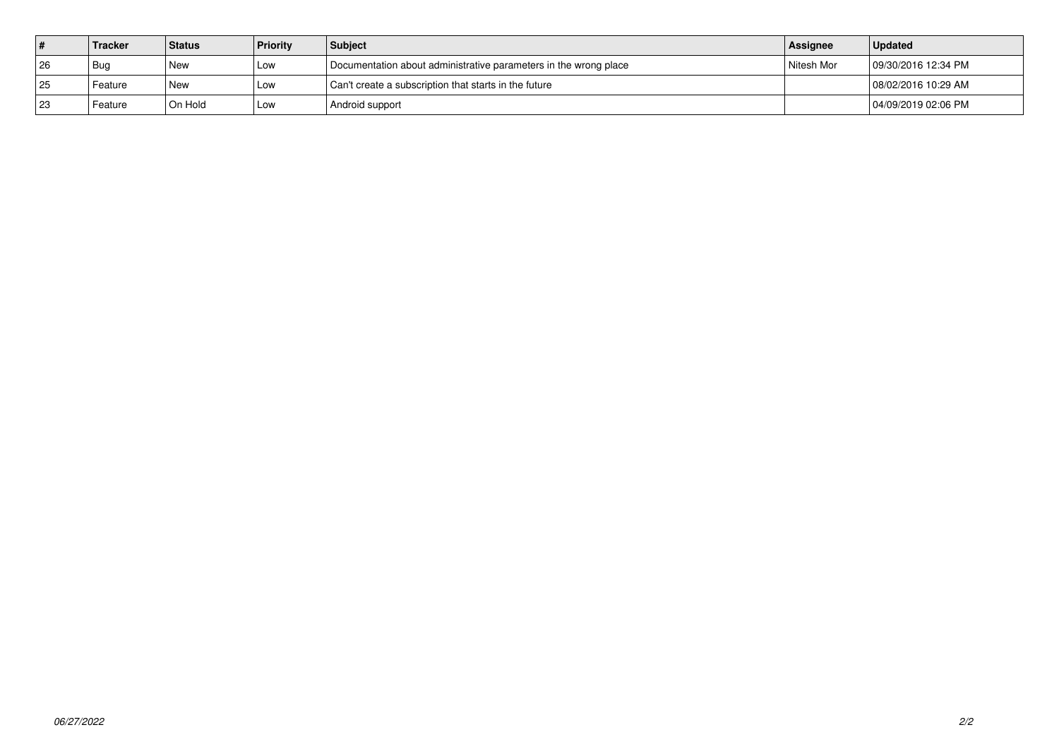| # | Tracker | Status | Priority | Subject | Assignee | Updated |
|---|---|---|---|---|---|---|
| 26 | Bug | New | Low | Documentation about administrative parameters in the wrong place | Nitesh Mor | 09/30/2016 12:34 PM |
| 25 | Feature | New | Low | Can't create a subscription that starts in the future | | 08/02/2016 10:29 AM |
| 23 | Feature | On Hold | Low | Android support | | 04/09/2019 02:06 PM |